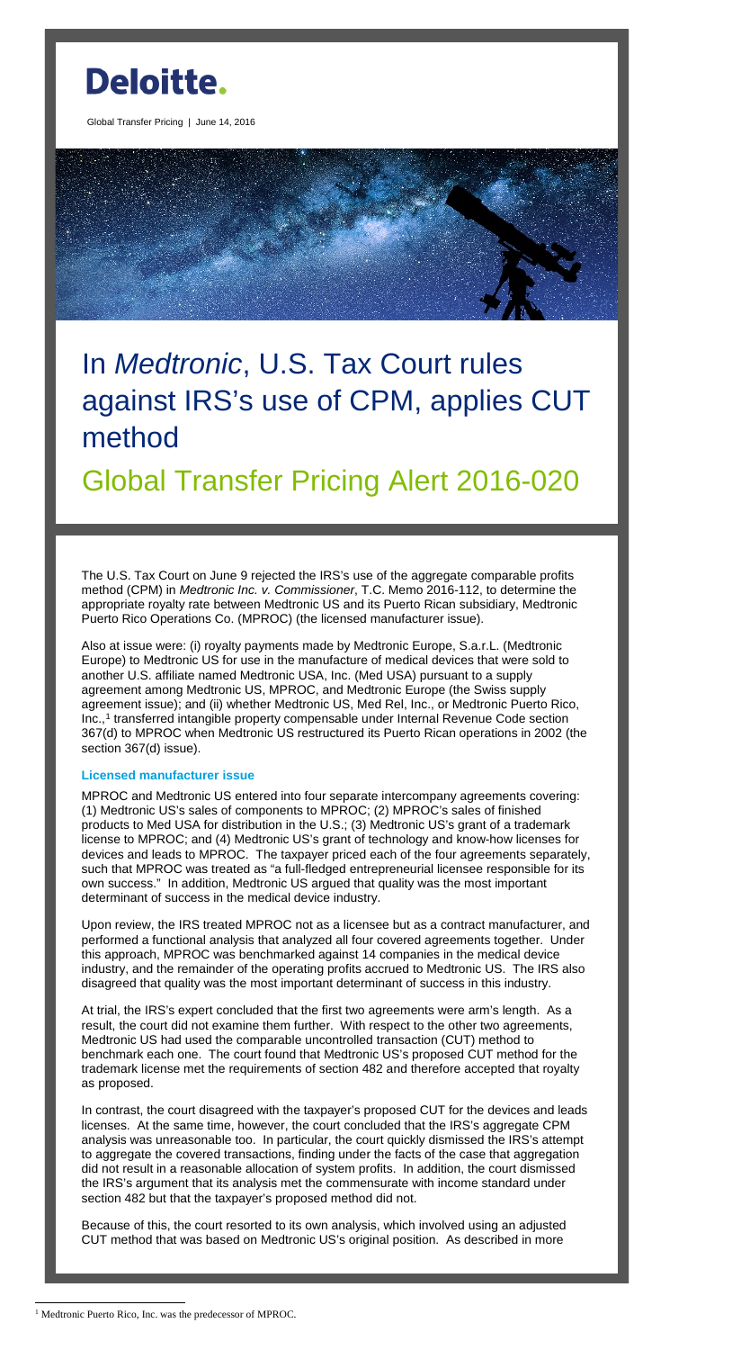# Deloitte.

Global Transfer Pricing | June 14, 2016

# In *Medtronic*, U.S. Tax Court rules against IRS's use of CPM, applies CUT method

## Global Transfer Pricing Alert 2016-020

The U.S. Tax Court on June 9 rejected the IRS's use of the aggregate comparable profits method (CPM) in *Medtronic Inc. v. Commissioner*, T.C. Memo 2016-112, to determine the appropriate royalty rate between Medtronic US and its Puerto Rican subsidiary, Medtronic Puerto Rico Operations Co. (MPROC) (the licensed manufacturer issue).

Also at issue were: (i) royalty payments made by Medtronic Europe, S.a.r.L. (Medtronic Europe) to Medtronic US for use in the manufacture of medical devices that were sold to another U.S. affiliate named Medtronic USA, Inc. (Med USA) pursuant to a supply agreement among Medtronic US, MPROC, and Medtronic Europe (the Swiss supply agreement issue); and (ii) whether Medtronic US, Med Rel, Inc., or Medtronic Puerto Rico, Inc.,[1] transferred intangible property compensable under Internal Revenue Code section 367(d) to MPROC when Medtronic US restructured its Puerto Rican operations in 2002 (the section 367(d) issue).

### Licensed manufacturer issue

MPROC and Medtronic US entered into four separate intercompany agreements covering: (1) Medtronic US's sales of components to MPROC; (2) MPROC's sales of finished products to Med USA for distribution in the U.S.; (3) Medtronic US's grant of a trademark license to MPROC; and (4) Medtronic US's grant of technology and know-how licenses for devices and leads to MPROC. The taxpayer priced each of the four agreements separately, such that MPROC was treated as "a full-fledged entrepreneurial licensee responsible for its own success." In addition, Medtronic US argued that quality was the most important determinant of success in the medical device industry.

Upon review, the IRS treated MPROC not as a licensee but as a contract manufacturer, and performed a functional analysis that analyzed all four covered agreements together. Under this approach, MPROC was benchmarked against 14 companies in the medical device industry, and the remainder of the operating profits accrued to Medtronic US. The IRS also disagreed that quality was the most important determinant of success in this industry.

At trial, the IRS's expert concluded that the first two agreements were arm's length. As a result, the court did not examine them further. With respect to the other two agreements, Medtronic US had used the comparable uncontrolled transaction (CUT) method to benchmark each one. The court found that Medtronic US's proposed CUT method for the trademark license met the requirements of section 482 and therefore accepted that royalty as proposed.

In contrast, the court disagreed with the taxpayer's proposed CUT for the devices and leads licenses. At the same time, however, the court concluded that the IRS's aggregate CPM analysis was unreasonable too. In particular, the court quickly dismissed the IRS's attempt to aggregate the covered transactions, finding under the facts of the case that aggregation did not result in a reasonable allocation of system profits. In addition, the court dismissed the IRS's argument that its analysis met the commensurate with income standard under section 482 but that the taxpayer's proposed method did not.

Because of this, the court resorted to its own analysis, which involved using an adjusted CUT method that was based on Medtronic US's original position. As described in more

[1] Medtronic Puerto Rico, Inc. was the predecessor of MPROC.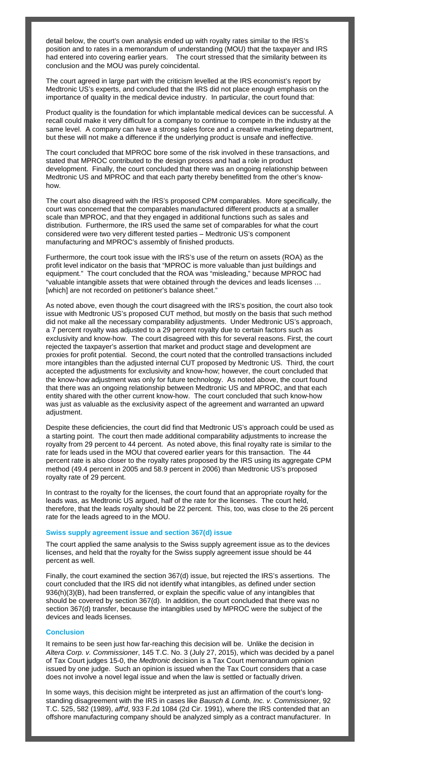detail below, the court's own analysis ended up with royalty rates similar to the IRS's position and to rates in a memorandum of understanding (MOU) that the taxpayer and IRS had entered into covering earlier years. The court stressed that the similarity between its conclusion and the MOU was purely coincidental.

The court agreed in large part with the criticism levelled at the IRS economist's report by Medtronic US's experts, and concluded that the IRS did not place enough emphasis on the importance of quality in the medical device industry. In particular, the court found that:

Product quality is the foundation for which implantable medical devices can be successful. A recall could make it very difficult for a company to continue to compete in the industry at the same level. A company can have a strong sales force and a creative marketing department, but these will not make a difference if the underlying product is unsafe and ineffective.

The court concluded that MPROC bore some of the risk involved in these transactions, and stated that MPROC contributed to the design process and had a role in product development. Finally, the court concluded that there was an ongoing relationship between Medtronic US and MPROC and that each party thereby benefitted from the other's know-how.

The court also disagreed with the IRS's proposed CPM comparables. More specifically, the court was concerned that the comparables manufactured different products at a smaller scale than MPROC, and that they engaged in additional functions such as sales and distribution. Furthermore, the IRS used the same set of comparables for what the court considered were two very different tested parties – Medtronic US's component manufacturing and MPROC's assembly of finished products.

Furthermore, the court took issue with the IRS's use of the return on assets (ROA) as the profit level indicator on the basis that "MPROC is more valuable than just buildings and equipment." The court concluded that the ROA was "misleading," because MPROC had "valuable intangible assets that were obtained through the devices and leads licenses … [which] are not recorded on petitioner's balance sheet."

As noted above, even though the court disagreed with the IRS's position, the court also took issue with Medtronic US's proposed CUT method, but mostly on the basis that such method did not make all the necessary comparability adjustments. Under Medtronic US's approach, a 7 percent royalty was adjusted to a 29 percent royalty due to certain factors such as exclusivity and know-how. The court disagreed with this for several reasons. First, the court rejected the taxpayer's assertion that market and product stage and development are proxies for profit potential. Second, the court noted that the controlled transactions included more intangibles than the adjusted internal CUT proposed by Medtronic US. Third, the court accepted the adjustments for exclusivity and know-how; however, the court concluded that the know-how adjustment was only for future technology. As noted above, the court found that there was an ongoing relationship between Medtronic US and MPROC, and that each entity shared with the other current know-how. The court concluded that such know-how was just as valuable as the exclusivity aspect of the agreement and warranted an upward adjustment.

Despite these deficiencies, the court did find that Medtronic US's approach could be used as a starting point. The court then made additional comparability adjustments to increase the royalty from 29 percent to 44 percent. As noted above, this final royalty rate is similar to the rate for leads used in the MOU that covered earlier years for this transaction. The 44 percent rate is also closer to the royalty rates proposed by the IRS using its aggregate CPM method (49.4 percent in 2005 and 58.9 percent in 2006) than Medtronic US's proposed royalty rate of 29 percent.

In contrast to the royalty for the licenses, the court found that an appropriate royalty for the leads was, as Medtronic US argued, half of the rate for the licenses. The court held, therefore, that the leads royalty should be 22 percent. This, too, was close to the 26 percent rate for the leads agreed to in the MOU.

### Swiss supply agreement issue and section 367(d) issue

The court applied the same analysis to the Swiss supply agreement issue as to the devices licenses, and held that the royalty for the Swiss supply agreement issue should be 44 percent as well.

Finally, the court examined the section 367(d) issue, but rejected the IRS's assertions. The court concluded that the IRS did not identify what intangibles, as defined under section 936(h)(3)(B), had been transferred, or explain the specific value of any intangibles that should be covered by section 367(d). In addition, the court concluded that there was no section 367(d) transfer, because the intangibles used by MPROC were the subject of the devices and leads licenses.

### Conclusion

It remains to be seen just how far-reaching this decision will be. Unlike the decision in *Altera Corp. v. Commissioner*, 145 T.C. No. 3 (July 27, 2015), which was decided by a panel of Tax Court judges 15-0, the *Medtronic* decision is a Tax Court memorandum opinion issued by one judge. Such an opinion is issued when the Tax Court considers that a case does not involve a novel legal issue and when the law is settled or factually driven.

In some ways, this decision might be interpreted as just an affirmation of the court's long-standing disagreement with the IRS in cases like *Bausch & Lomb, Inc. v. Commissioner*, 92 T.C. 525, 582 (1989), *aff'd*, 933 F.2d 1084 (2d Cir. 1991), where the IRS contended that an offshore manufacturing company should be analyzed simply as a contract manufacturer. In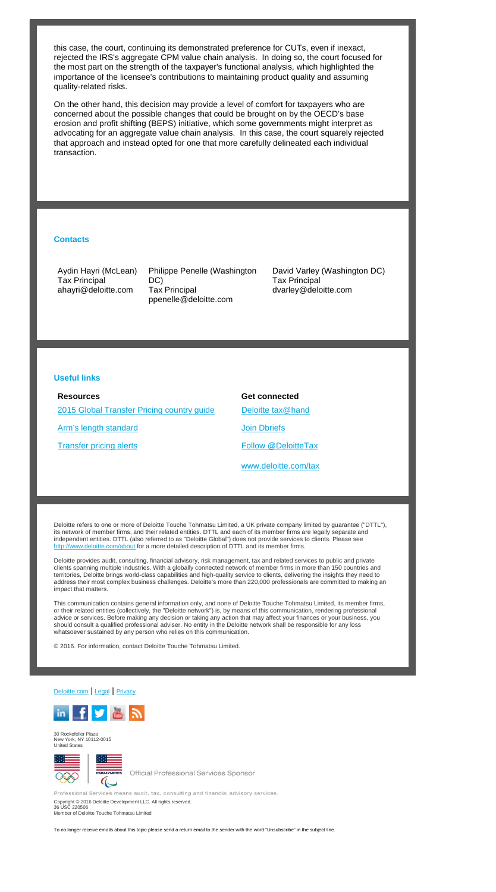this case, the court, continuing its demonstrated preference for CUTs, even if inexact, rejected the IRS's aggregate CPM value chain analysis. In doing so, the court focused for the most part on the strength of the taxpayer's functional analysis, which highlighted the importance of the licensee's contributions to maintaining product quality and assuming quality-related risks.

On the other hand, this decision may provide a level of comfort for taxpayers who are concerned about the possible changes that could be brought on by the OECD's base erosion and profit shifting (BEPS) initiative, which some governments might interpret as advocating for an aggregate value chain analysis. In this case, the court squarely rejected that approach and instead opted for one that more carefully delineated each individual transaction.

## Contacts

Aydin Hayri (McLean)
Tax Principal
ahayri@deloitte.com

Philippe Penelle (Washington DC)
Tax Principal
ppenelle@deloitte.com

David Varley (Washington DC)
Tax Principal
dvarley@deloitte.com

## Useful links

**Resources**

2015 Global Transfer Pricing country guide

Arm's length standard

Transfer pricing alerts

**Get connected**

Deloitte tax@hand

Join Dbriefs

Follow @DeloitteTax

www.deloitte.com/tax

Deloitte refers to one or more of Deloitte Touche Tohmatsu Limited, a UK private company limited by guarantee ("DTTL"), its network of member firms, and their related entities. DTTL and each of its member firms are legally separate and independent entities. DTTL (also referred to as "Deloitte Global") does not provide services to clients. Please see http://www.deloitte.com/about for a more detailed description of DTTL and its member firms.

Deloitte provides audit, consulting, financial advisory, risk management, tax and related services to public and private clients spanning multiple industries. With a globally connected network of member firms in more than 150 countries and territories, Deloitte brings world-class capabilities and high-quality service to clients, delivering the insights they need to address their most complex business challenges. Deloitte's more than 220,000 professionals are committed to making an impact that matters.

This communication contains general information only, and none of Deloitte Touche Tohmatsu Limited, its member firms, or their related entities (collectively, the "Deloitte network") is, by means of this communication, rendering professional advice or services. Before making any decision or taking any action that may affect your finances or your business, you should consult a qualified professional adviser. No entity in the Deloitte network shall be responsible for any loss whatsoever sustained by any person who relies on this communication.

© 2016. For information, contact Deloitte Touche Tohmatsu Limited.

Deloitte.com | Legal | Privacy

30 Rockefeller Plaza
New York, NY 10112-0015
United States

Official Professional Services Sponsor

Professional Services means audit, tax, consulting and financial advisory services.

Copyright © 2016 Deloitte Development LLC. All rights reserved.
36 USC 220506
Member of Deloitte Touche Tohmatsu Limited

To no longer receive emails about this topic please send a return email to the sender with the word "Unsubscribe" in the subject line.